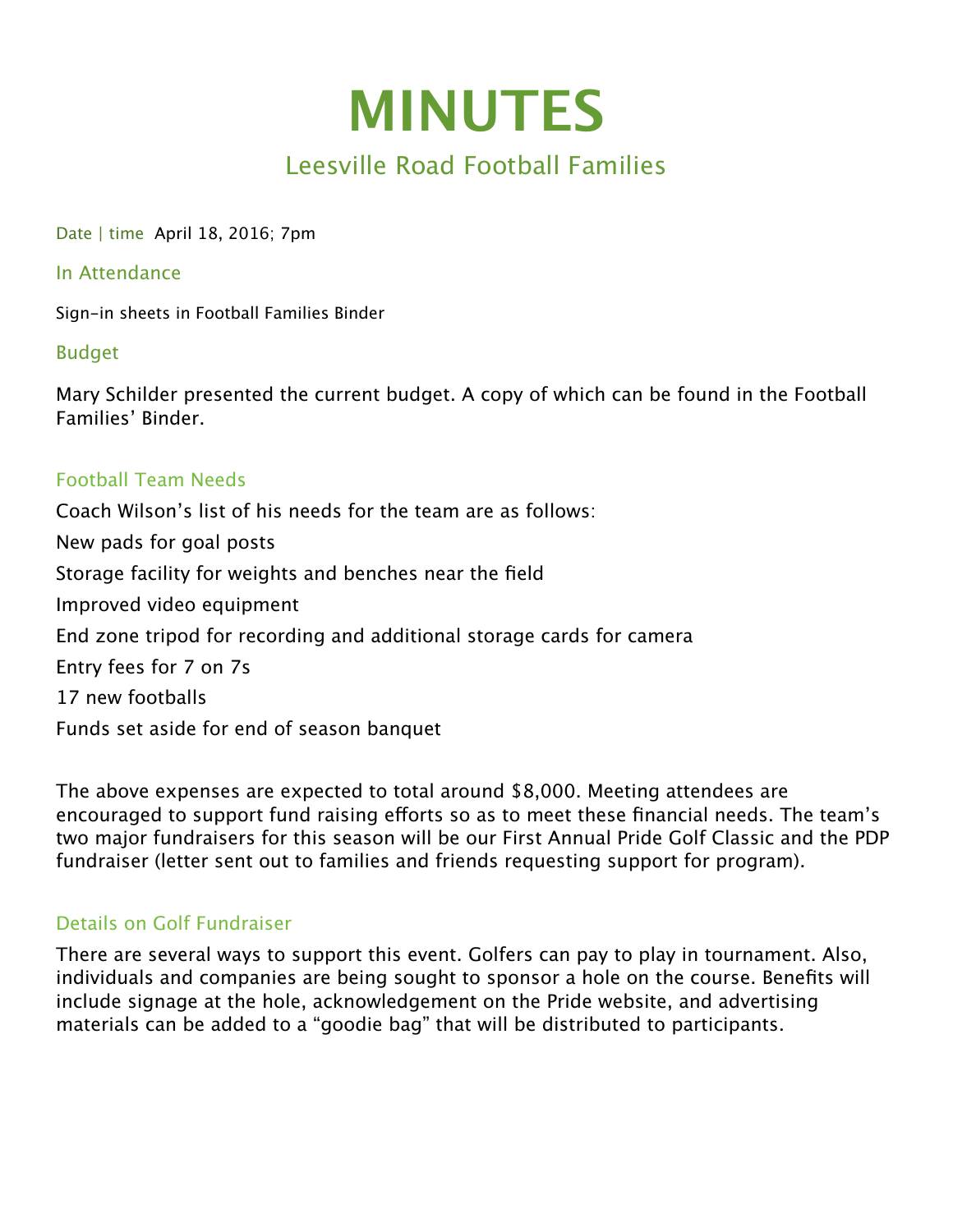# MINUTES

## Leesville Road Football Families

Date | time April 18, 2016; 7pm

### In Attendance

Sign-in sheets in Football Families Binder

### Budget

Mary Schilder presented the current budget. A copy of which can be found in the Football Families' Binder.

### Football Team Needs

Coach Wilson's list of his needs for the team are as follows:

New pads for goal posts

Storage facility for weights and benches near the field

Improved video equipment

End zone tripod for recording and additional storage cards for camera

Entry fees for 7 on 7s

17 new footballs

Funds set aside for end of season banquet

The above expenses are expected to total around $8,000. Meeting attendees are encouraged to support fund raising efforts so as to meet these financial needs. The team's two major fundraisers for this season will be our First Annual Pride Golf Classic and the PDP fundraiser (letter sent out to families and friends requesting support for program).

### Details on Golf Fundraiser

There are several ways to support this event. Golfers can pay to play in tournament. Also, individuals and companies are being sought to sponsor a hole on the course. Benefits will include signage at the hole, acknowledgement on the Pride website, and advertising materials can be added to a "goodie bag" that will be distributed to participants.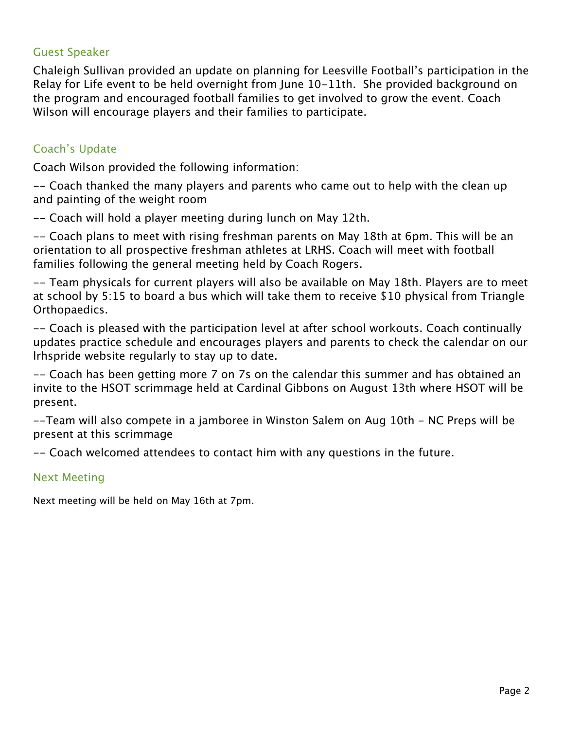## Guest Speaker

Chaleigh Sullivan provided an update on planning for Leesville Football's participation in the Relay for Life event to be held overnight from June 10-11th. She provided background on the program and encouraged football families to get involved to grow the event. Coach Wilson will encourage players and their families to participate.

## Coach's Update

Coach Wilson provided the following information:

-- Coach thanked the many players and parents who came out to help with the clean up and painting of the weight room

-- Coach will hold a player meeting during lunch on May 12th.

-- Coach plans to meet with rising freshman parents on May 18th at 6pm. This will be an orientation to all prospective freshman athletes at LRHS. Coach will meet with football families following the general meeting held by Coach Rogers.

-- Team physicals for current players will also be available on May 18th. Players are to meet at school by 5:15 to board a bus which will take them to receive $10 physical from Triangle Orthopaedics.

-- Coach is pleased with the participation level at after school workouts. Coach continually updates practice schedule and encourages players and parents to check the calendar on our lrhspride website regularly to stay up to date.

-- Coach has been getting more 7 on 7s on the calendar this summer and has obtained an invite to the HSOT scrimmage held at Cardinal Gibbons on August 13th where HSOT will be present.

--Team will also compete in a jamboree in Winston Salem on Aug 10th - NC Preps will be present at this scrimmage

-- Coach welcomed attendees to contact him with any questions in the future.

## Next Meeting

Next meeting will be held on May 16th at 7pm.